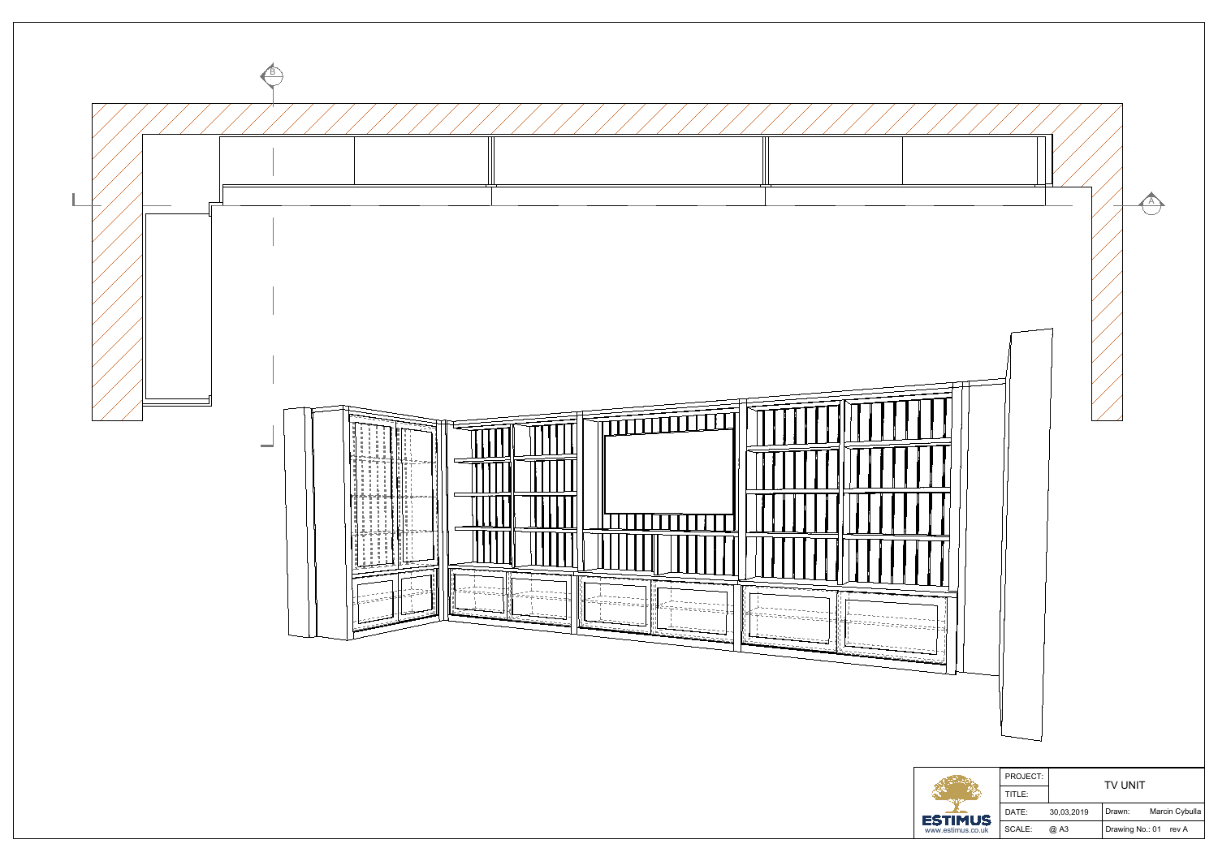B

A

| | PROJECT: | TV UNIT | |
|---|---|---|---|
| | TITLE: | | |
| ESTIMUS www.estimus.co.uk | DATE: 30,03,2019 | Drawn: | Marcin Cybulla |
| | SCALE: @ A3 | Drawing No.: 01 rev A | |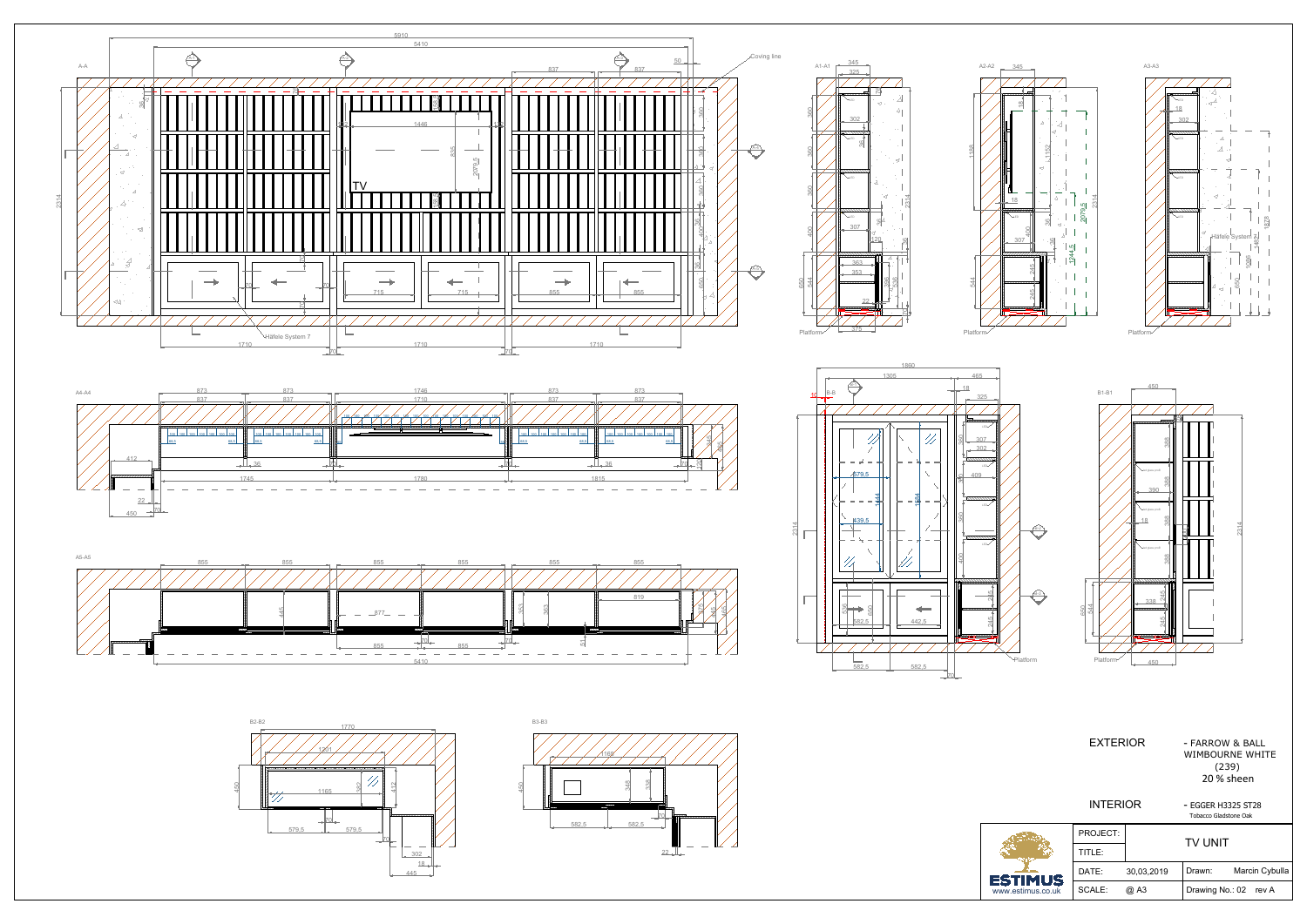EXTERIOR - FARROW & BALL WIMBOURNE WHITE (239) 20 % sheen

INTERIOR - EGGER H3325 ST28 Tobacco Gladstone Oak

| | | | | |
|---|---|---|---|---|
| PROJECT: | | TV UNIT | | |
| TITLE: | | | | |
| DATE: | 30,03,2019 | Drawn: | Marcin Cybulla | |
| SCALE: | @ A3 | Drawing No.: 02 rev A | | |

ESTIMUS
www.estimus.co.uk